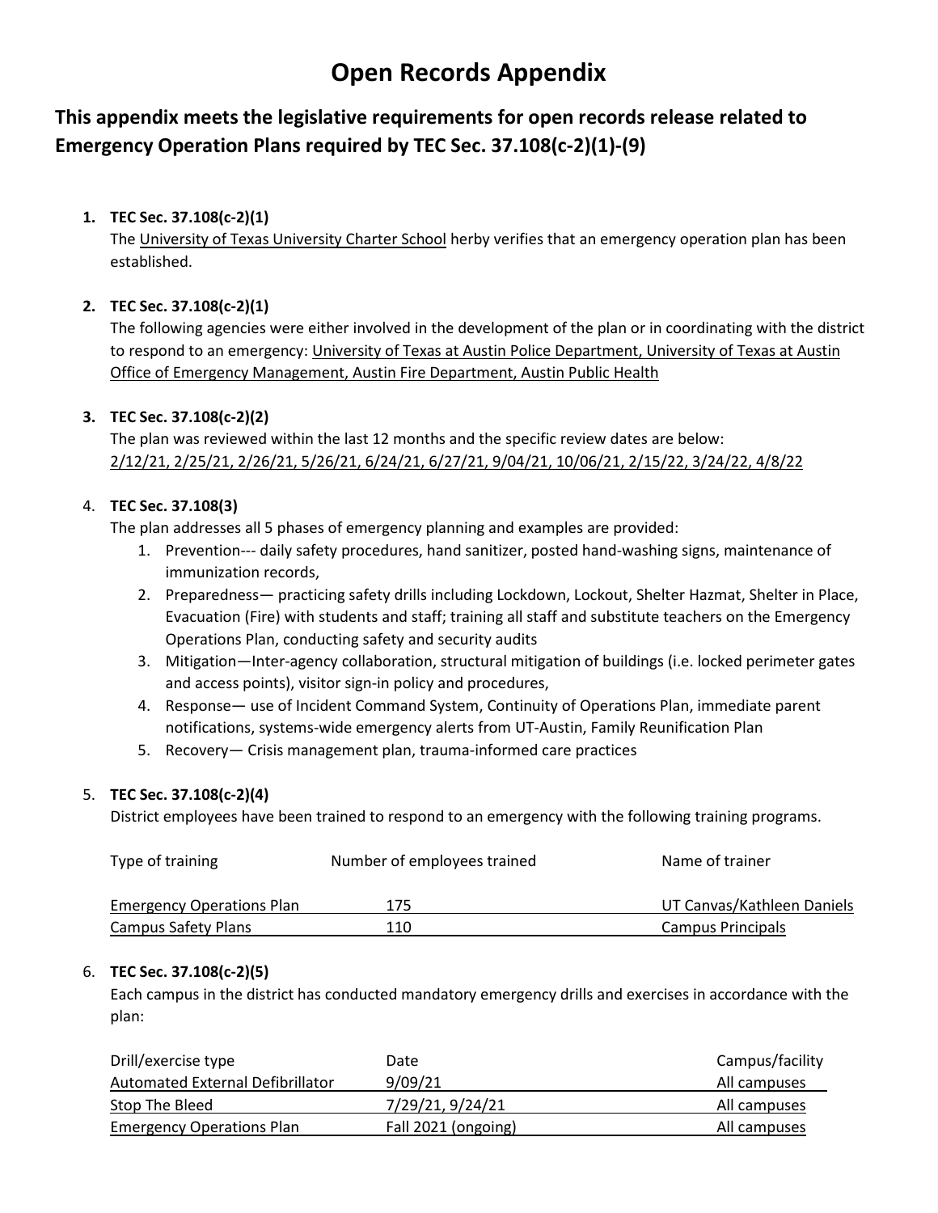# Open Records Appendix

## This appendix meets the legislative requirements for open records release related to Emergency Operation Plans required by TEC Sec. 37.108(c-2)(1)-(9)

1. **TEC Sec. 37.108(c-2)(1)**

   The University of Texas University Charter School herby verifies that an emergency operation plan has been established.

2. **TEC Sec. 37.108(c-2)(1)**

   The following agencies were either involved in the development of the plan or in coordinating with the district to respond to an emergency: University of Texas at Austin Police Department, University of Texas at Austin Office of Emergency Management, Austin Fire Department, Austin Public Health

3. **TEC Sec. 37.108(c-2)(2)**

   The plan was reviewed within the last 12 months and the specific review dates are below: 2/12/21, 2/25/21, 2/26/21, 5/26/21, 6/24/21, 6/27/21, 9/04/21, 10/06/21, 2/15/22, 3/24/22, 4/8/22

4. **TEC Sec. 37.108(3)**

   The plan addresses all 5 phases of emergency planning and examples are provided:

   1. Prevention--- daily safety procedures, hand sanitizer, posted hand-washing signs, maintenance of immunization records,
   2. Preparedness— practicing safety drills including Lockdown, Lockout, Shelter Hazmat, Shelter in Place, Evacuation (Fire) with students and staff; training all staff and substitute teachers on the Emergency Operations Plan, conducting safety and security audits
   3. Mitigation—Inter-agency collaboration, structural mitigation of buildings (i.e. locked perimeter gates and access points), visitor sign-in policy and procedures,
   4. Response— use of Incident Command System, Continuity of Operations Plan, immediate parent notifications, systems-wide emergency alerts from UT-Austin, Family Reunification Plan
   5. Recovery— Crisis management plan, trauma-informed care practices

5. **TEC Sec. 37.108(c-2)(4)**

   District employees have been trained to respond to an emergency with the following training programs.

   | Type of training | Number of employees trained | Name of trainer |
   | --- | --- | --- |
   | Emergency Operations Plan | 175 | UT Canvas/Kathleen Daniels |
   | Campus Safety Plans | 110 | Campus Principals |

6. **TEC Sec. 37.108(c-2)(5)**

   Each campus in the district has conducted mandatory emergency drills and exercises in accordance with the plan:

   | Drill/exercise type | Date | Campus/facility |
   | --- | --- | --- |
   | Automated External Defibrillator | 9/09/21 | All campuses |
   | Stop The Bleed | 7/29/21, 9/24/21 | All campuses |
   | Emergency Operations Plan | Fall 2021 (ongoing) | All campuses |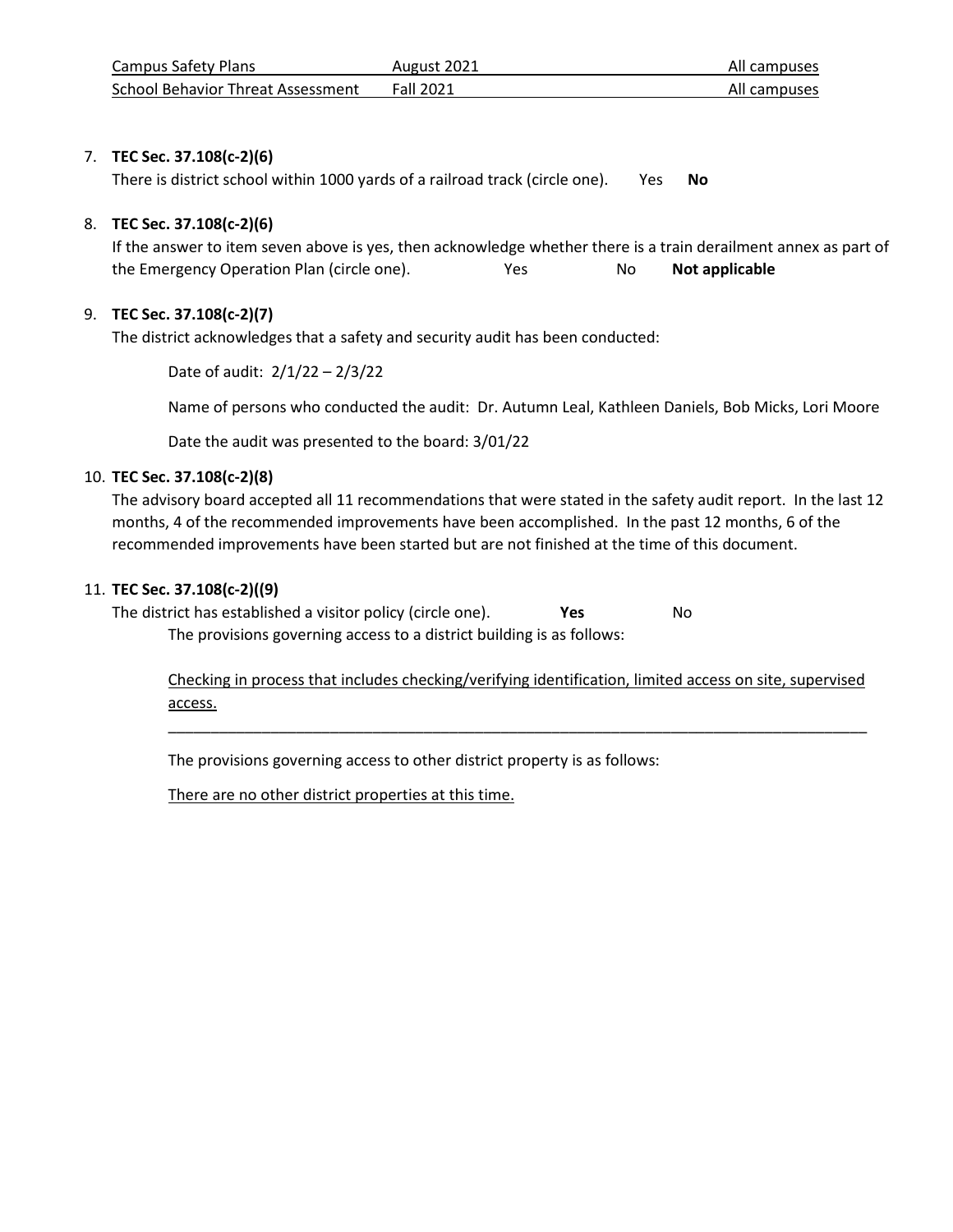| | | |
|---|---|---|
| Campus Safety Plans | August 2021 | All campuses |
| School Behavior Threat Assessment | Fall 2021 | All campuses |

7. **TEC Sec. 37.108(c-2)(6)**
   There is district school within 1000 yards of a railroad track (circle one). Yes **No**

8. **TEC Sec. 37.108(c-2)(6)**
   If the answer to item seven above is yes, then acknowledge whether there is a train derailment annex as part of the Emergency Operation Plan (circle one). Yes No **Not applicable**

9. **TEC Sec. 37.108(c-2)(7)**
   The district acknowledges that a safety and security audit has been conducted:

   Date of audit: 2/1/22 – 2/3/22

   Name of persons who conducted the audit: Dr. Autumn Leal, Kathleen Daniels, Bob Micks, Lori Moore

   Date the audit was presented to the board: 3/01/22

10. **TEC Sec. 37.108(c-2)(8)**
    The advisory board accepted all 11 recommendations that were stated in the safety audit report. In the last 12 months, 4 of the recommended improvements have been accomplished. In the past 12 months, 6 of the recommended improvements have been started but are not finished at the time of this document.

11. **TEC Sec. 37.108(c-2)((9)**
    The district has established a visitor policy (circle one). **Yes** No

    The provisions governing access to a district building is as follows:

    Checking in process that includes checking/verifying identification, limited access on site, supervised access.

    ___________________________________________________________________________________

    The provisions governing access to other district property is as follows:

    There are no other district properties at this time.